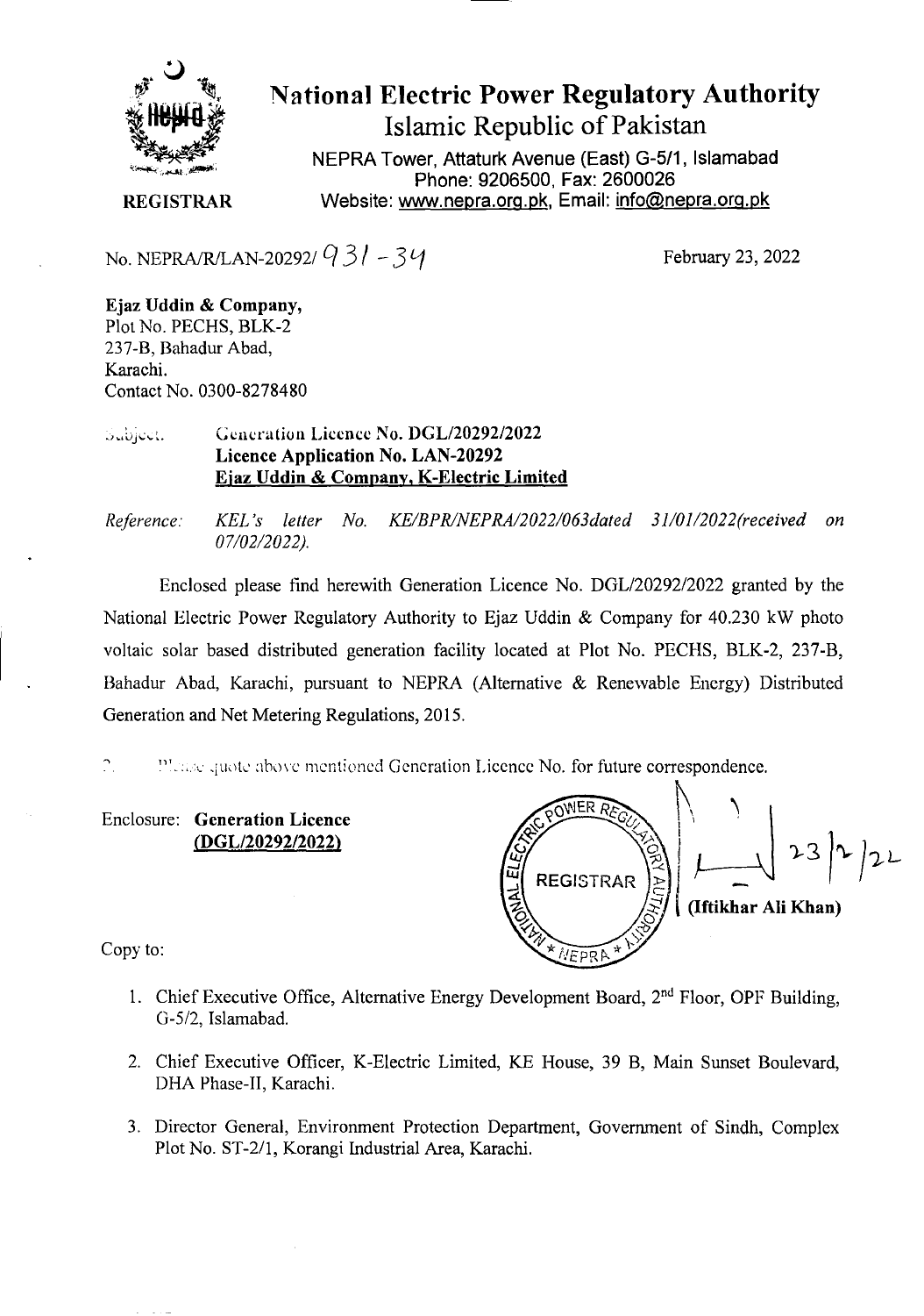# National Electric Power Regulatory Authority

## Islamic Republic of Pakistan

NEPRA Tower, Attaturk Avenue (East) G-5/1, Islamabad
Phone: 9206500, Fax: 2600026
Website: www.nepra.org.pk, Email: info@nepra.org.pk

**REGISTRAR**

No. NEPRA/R/LAN-20292/ 931 - 34

February 23, 2022

**Ejaz Uddin & Company,**
Plot No. PECHS, BLK-2
237-B, Bahadur Abad,
Karachi.
Contact No. 0300-8278480

Subject: **Generation Licence No. DGL/20292/2022**
**Licence Application No. LAN-20292**
**Ejaz Uddin & Company, K-Electric Limited**

*Reference: KEL's letter No. KE/BPR/NEPRA/2022/063dated 31/01/2022(received on 07/02/2022).*

Enclosed please find herewith Generation Licence No. DGL/20292/2022 granted by the National Electric Power Regulatory Authority to Ejaz Uddin & Company for 40.230 kW photo voltaic solar based distributed generation facility located at Plot No. PECHS, BLK-2, 237-B, Bahadur Abad, Karachi, pursuant to NEPRA (Alternative & Renewable Energy) Distributed Generation and Net Metering Regulations, 2015.

2. Please quote above mentioned Generation Licence No. for future correspondence.

Enclosure: **Generation Licence**
**(DGL/20292/2022)**

23/2/22
**(Iftikhar Ali Khan)**

Copy to:

1. Chief Executive Office, Alternative Energy Development Board, 2nd Floor, OPF Building, G-5/2, Islamabad.
2. Chief Executive Officer, K-Electric Limited, KE House, 39 B, Main Sunset Boulevard, DHA Phase-II, Karachi.
3. Director General, Environment Protection Department, Government of Sindh, Complex Plot No. ST-2/1, Korangi Industrial Area, Karachi.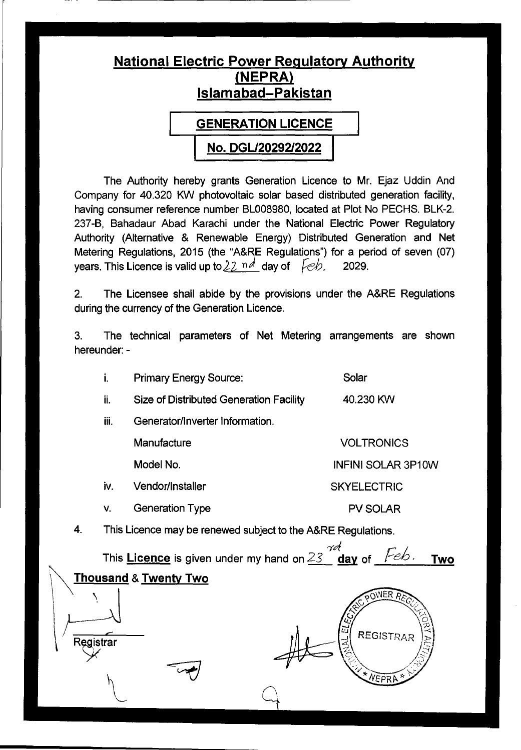# National Electric Power Regulatory Authority (NEPRA) Islamabad–Pakistan

## GENERATION LICENCE

## No. DGL/20292/2022

The Authority hereby grants Generation Licence to Mr. Ejaz Uddin And Company for 40.320 KW photovoltaic solar based distributed generation facility, having consumer reference number BL008980, located at Plot No PECHS. BLK-2. 237-B, Bahadaur Abad Karachi under the National Electric Power Regulatory Authority (Alternative & Renewable Energy) Distributed Generation and Net Metering Regulations, 2015 (the "A&RE Regulations") for a period of seven (07) years. This Licence is valid up to 22 nd day of Feb. 2029.

2. The Licensee shall abide by the provisions under the A&RE Regulations during the currency of the Generation Licence.

3. The technical parameters of Net Metering arrangements are shown hereunder: -

| | | |
|---|---|---|
| i. | Primary Energy Source: | Solar |
| ii. | Size of Distributed Generation Facility | 40.230 KW |
| iii. | Generator/Inverter Information. | |
| | Manufacture | VOLTRONICS |
| | Model No. | INFINI SOLAR 3P10W |
| iv. | Vendor/Installer | SKYELECTRIC |
| v. | Generation Type | PV SOLAR |

4. This Licence may be renewed subject to the A&RE Regulations.

This **Licence** is given under my hand on 23 rd **day** of Feb. **Two Thousand** & **Twenty Two**

Registrar

REGISTRAR
NATIONAL ELECTRIC POWER REGULATORY AUTHORITY
NEPRA